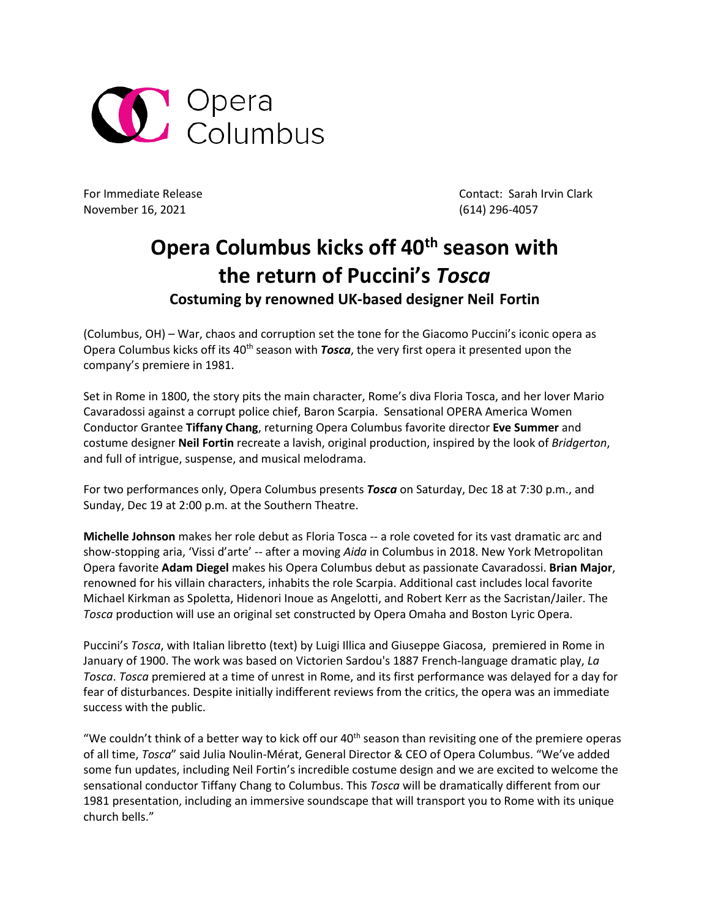Opera Columbus

For Immediate Release
November 16, 2021

Contact: Sarah Irvin Clark
(614) 296-4057

# Opera Columbus kicks off 40th season with the return of Puccini's *Tosca*

### Costuming by renowned UK-based designer Neil Fortin

(Columbus, OH) – War, chaos and corruption set the tone for the Giacomo Puccini's iconic opera as Opera Columbus kicks off its 40th season with ***Tosca***, the very first opera it presented upon the company's premiere in 1981.

Set in Rome in 1800, the story pits the main character, Rome's diva Floria Tosca, and her lover Mario Cavaradossi against a corrupt police chief, Baron Scarpia. Sensational OPERA America Women Conductor Grantee **Tiffany Chang**, returning Opera Columbus favorite director **Eve Summer** and costume designer **Neil Fortin** recreate a lavish, original production, inspired by the look of *Bridgerton*, and full of intrigue, suspense, and musical melodrama.

For two performances only, Opera Columbus presents ***Tosca*** on Saturday, Dec 18 at 7:30 p.m., and Sunday, Dec 19 at 2:00 p.m. at the Southern Theatre.

**Michelle Johnson** makes her role debut as Floria Tosca -- a role coveted for its vast dramatic arc and show-stopping aria, 'Vissi d'arte' -- after a moving *Aida* in Columbus in 2018. New York Metropolitan Opera favorite **Adam Diegel** makes his Opera Columbus debut as passionate Cavaradossi. **Brian Major**, renowned for his villain characters, inhabits the role Scarpia. Additional cast includes local favorite Michael Kirkman as Spoletta, Hidenori Inoue as Angelotti, and Robert Kerr as the Sacristan/Jailer. The *Tosca* production will use an original set constructed by Opera Omaha and Boston Lyric Opera.

Puccini's *Tosca*, with Italian libretto (text) by Luigi Illica and Giuseppe Giacosa, premiered in Rome in January of 1900. The work was based on Victorien Sardou's 1887 French-language dramatic play, *La Tosca*. *Tosca* premiered at a time of unrest in Rome, and its first performance was delayed for a day for fear of disturbances. Despite initially indifferent reviews from the critics, the opera was an immediate success with the public.

"We couldn't think of a better way to kick off our 40th season than revisiting one of the premiere operas of all time, *Tosca*" said Julia Noulin-Mérat, General Director & CEO of Opera Columbus. "We've added some fun updates, including Neil Fortin's incredible costume design and we are excited to welcome the sensational conductor Tiffany Chang to Columbus. This *Tosca* will be dramatically different from our 1981 presentation, including an immersive soundscape that will transport you to Rome with its unique church bells."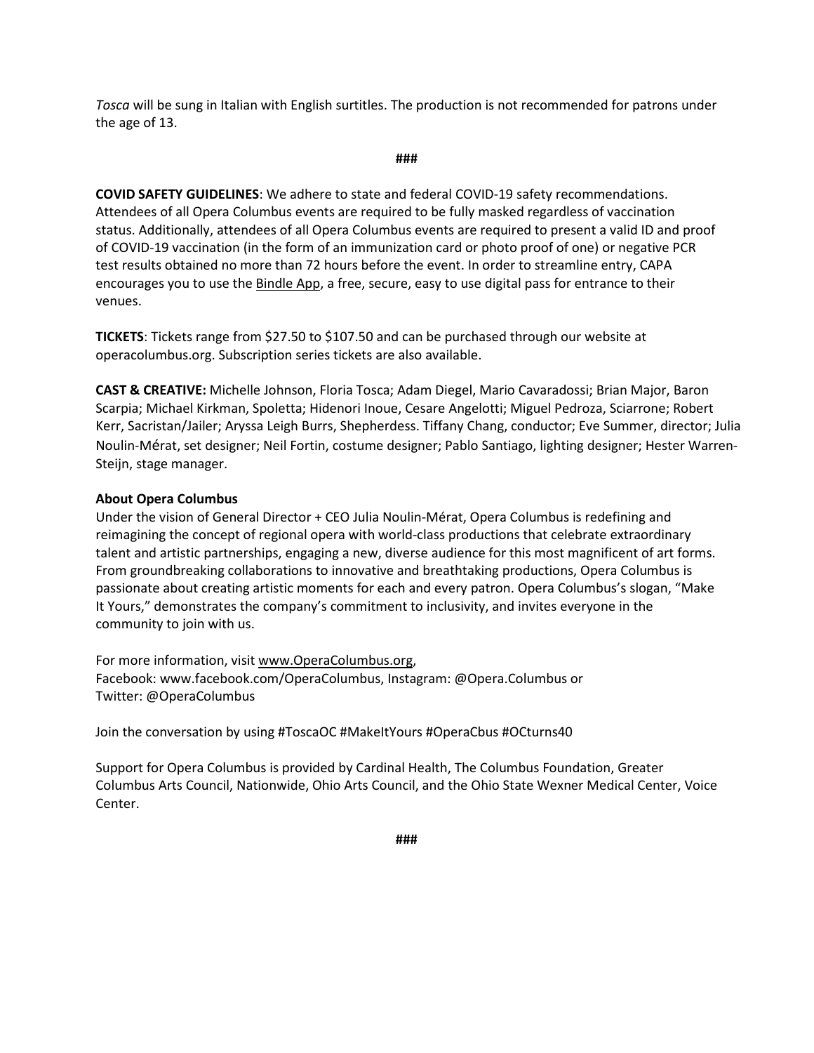*Tosca* will be sung in Italian with English surtitles. The production is not recommended for patrons under the age of 13.

**###**

**COVID SAFETY GUIDELINES**: We adhere to state and federal COVID-19 safety recommendations. Attendees of all Opera Columbus events are required to be fully masked regardless of vaccination status. Additionally, attendees of all Opera Columbus events are required to present a valid ID and proof of COVID-19 vaccination (in the form of an immunization card or photo proof of one) or negative PCR test results obtained no more than 72 hours before the event. In order to streamline entry, CAPA encourages you to use the Bindle App, a free, secure, easy to use digital pass for entrance to their venues.

**TICKETS**: Tickets range from $27.50 to $107.50 and can be purchased through our website at operacolumbus.org. Subscription series tickets are also available.

**CAST & CREATIVE:** Michelle Johnson, Floria Tosca; Adam Diegel, Mario Cavaradossi; Brian Major, Baron Scarpia; Michael Kirkman, Spoletta; Hidenori Inoue, Cesare Angelotti; Miguel Pedroza, Sciarrone; Robert Kerr, Sacristan/Jailer; Aryssa Leigh Burrs, Shepherdess. Tiffany Chang, conductor; Eve Summer, director; Julia Noulin-Mérat, set designer; Neil Fortin, costume designer; Pablo Santiago, lighting designer; Hester Warren-Steijn, stage manager.

**About Opera Columbus**

Under the vision of General Director + CEO Julia Noulin-Mérat, Opera Columbus is redefining and reimagining the concept of regional opera with world-class productions that celebrate extraordinary talent and artistic partnerships, engaging a new, diverse audience for this most magnificent of art forms. From groundbreaking collaborations to innovative and breathtaking productions, Opera Columbus is passionate about creating artistic moments for each and every patron. Opera Columbus's slogan, "Make It Yours," demonstrates the company's commitment to inclusivity, and invites everyone in the community to join with us.

For more information, visit www.OperaColumbus.org,
Facebook: www.facebook.com/OperaColumbus, Instagram: @Opera.Columbus or
Twitter: @OperaColumbus

Join the conversation by using #ToscaOC #MakeItYours #OperaCbus #OCturns40

Support for Opera Columbus is provided by Cardinal Health, The Columbus Foundation, Greater Columbus Arts Council, Nationwide, Ohio Arts Council, and the Ohio State Wexner Medical Center, Voice Center.

**###**